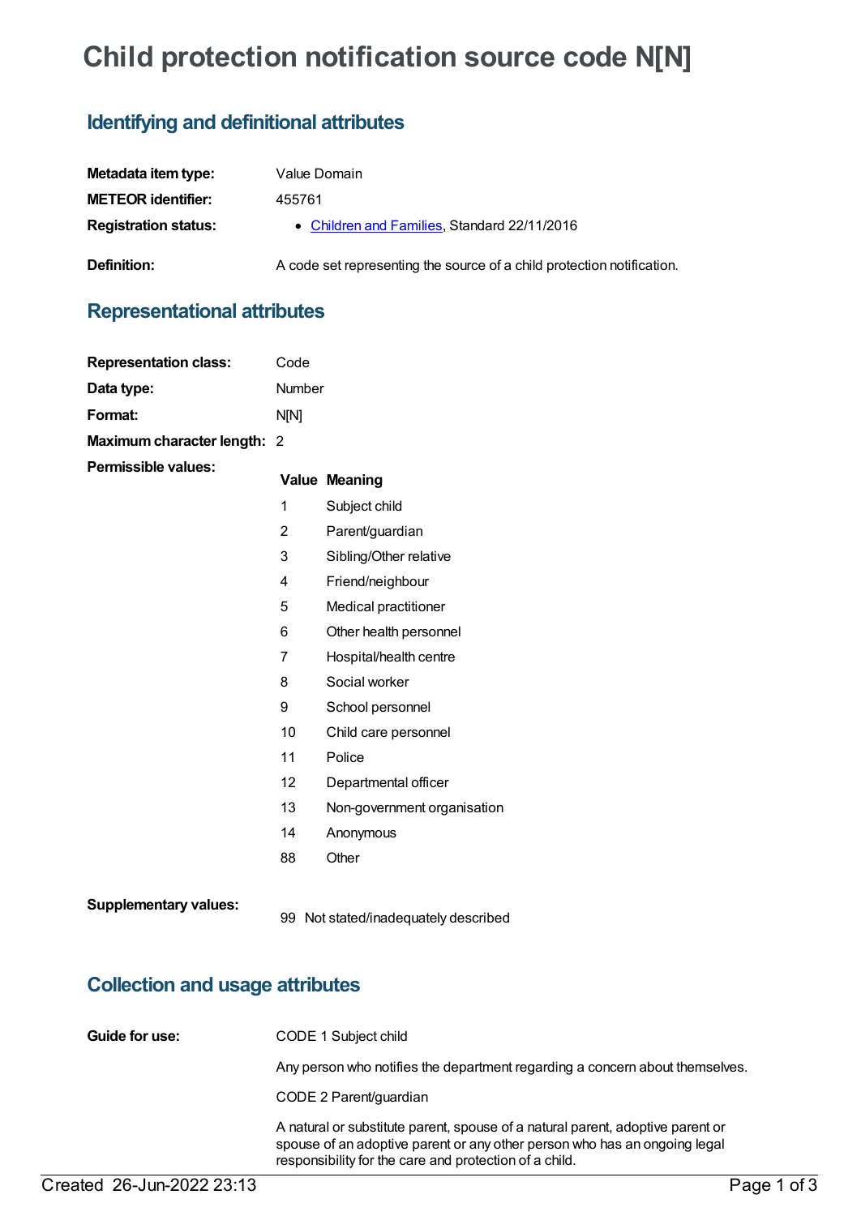# Child protection notification source code N[N]

## Identifying and definitional attributes

| | |
|---|---|
| **Metadata item type:** | Value Domain |
| **METEOR identifier:** | 455761 |
| **Registration status:** | • Children and Families, Standard 22/11/2016 |
| **Definition:** | A code set representing the source of a child protection notification. |

## Representational attributes

| | |
|---|---|
| **Representation class:** | Code |
| **Data type:** | Number |
| **Format:** | N[N] |
| **Maximum character length:** | 2 |

**Permissible values:**

| Value | Meaning |
|---|---|
| 1 | Subject child |
| 2 | Parent/guardian |
| 3 | Sibling/Other relative |
| 4 | Friend/neighbour |
| 5 | Medical practitioner |
| 6 | Other health personnel |
| 7 | Hospital/health centre |
| 8 | Social worker |
| 9 | School personnel |
| 10 | Child care personnel |
| 11 | Police |
| 12 | Departmental officer |
| 13 | Non-government organisation |
| 14 | Anonymous |
| 88 | Other |

**Supplementary values:**

| Value | Meaning |
|---|---|
| 99 | Not stated/inadequately described |

## Collection and usage attributes

**Guide for use:**

CODE 1 Subject child

Any person who notifies the department regarding a concern about themselves.

CODE 2 Parent/guardian

A natural or substitute parent, spouse of a natural parent, adoptive parent or spouse of an adoptive parent or any other person who has an ongoing legal responsibility for the care and protection of a child.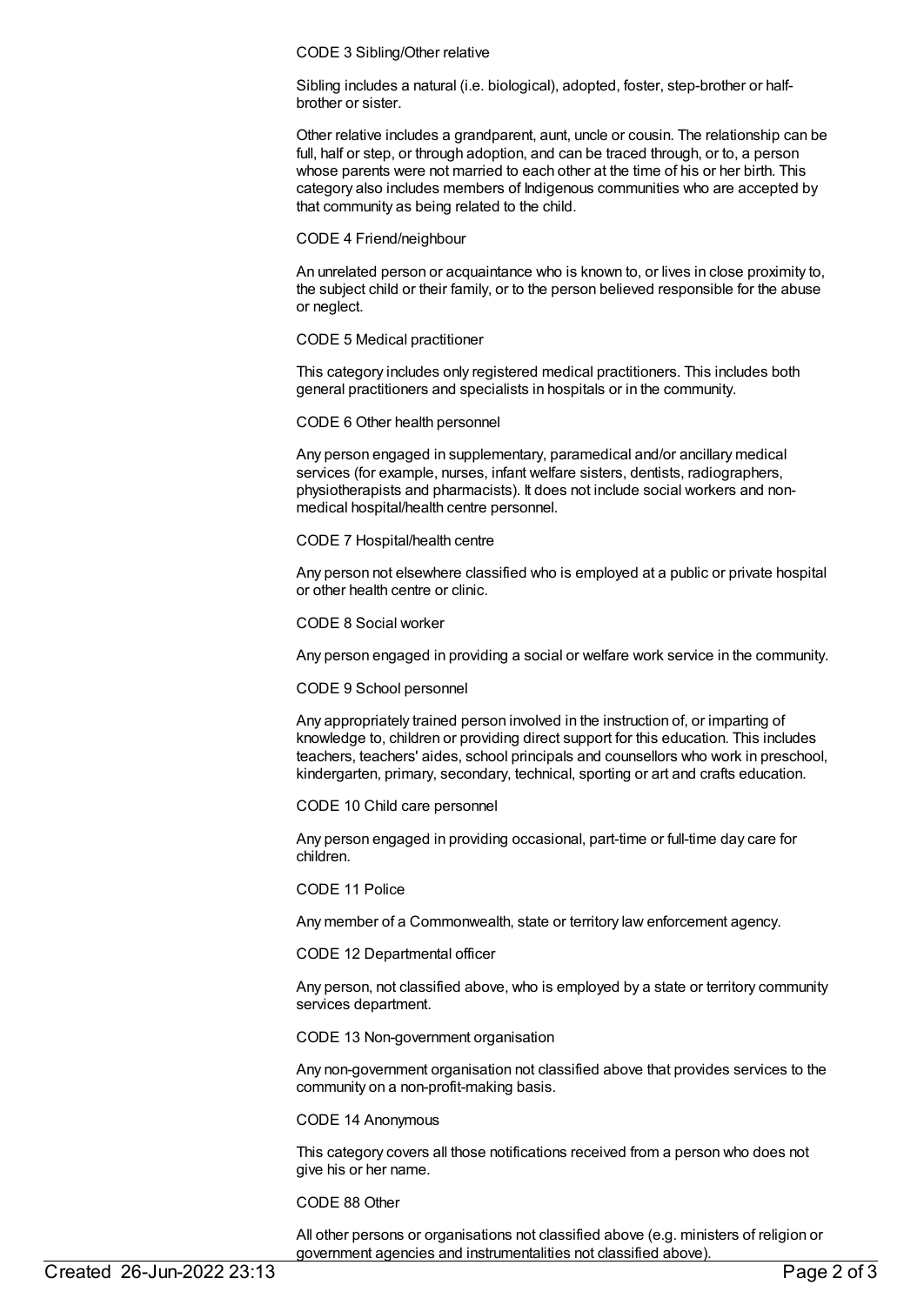CODE 3 Sibling/Other relative

Sibling includes a natural (i.e. biological), adopted, foster, step-brother or half-brother or sister.

Other relative includes a grandparent, aunt, uncle or cousin. The relationship can be full, half or step, or through adoption, and can be traced through, or to, a person whose parents were not married to each other at the time of his or her birth. This category also includes members of Indigenous communities who are accepted by that community as being related to the child.

CODE 4 Friend/neighbour

An unrelated person or acquaintance who is known to, or lives in close proximity to, the subject child or their family, or to the person believed responsible for the abuse or neglect.

CODE 5 Medical practitioner

This category includes only registered medical practitioners. This includes both general practitioners and specialists in hospitals or in the community.

CODE 6 Other health personnel

Any person engaged in supplementary, paramedical and/or ancillary medical services (for example, nurses, infant welfare sisters, dentists, radiographers, physiotherapists and pharmacists). It does not include social workers and non-medical hospital/health centre personnel.

CODE 7 Hospital/health centre

Any person not elsewhere classified who is employed at a public or private hospital or other health centre or clinic.

CODE 8 Social worker

Any person engaged in providing a social or welfare work service in the community.

CODE 9 School personnel

Any appropriately trained person involved in the instruction of, or imparting of knowledge to, children or providing direct support for this education. This includes teachers, teachers' aides, school principals and counsellors who work in preschool, kindergarten, primary, secondary, technical, sporting or art and crafts education.

CODE 10 Child care personnel

Any person engaged in providing occasional, part-time or full-time day care for children.

CODE 11 Police

Any member of a Commonwealth, state or territory law enforcement agency.

CODE 12 Departmental officer

Any person, not classified above, who is employed by a state or territory community services department.

CODE 13 Non-government organisation

Any non-government organisation not classified above that provides services to the community on a non-profit-making basis.

CODE 14 Anonymous

This category covers all those notifications received from a person who does not give his or her name.

CODE 88 Other

All other persons or organisations not classified above (e.g. ministers of religion or government agencies and instrumentalities not classified above).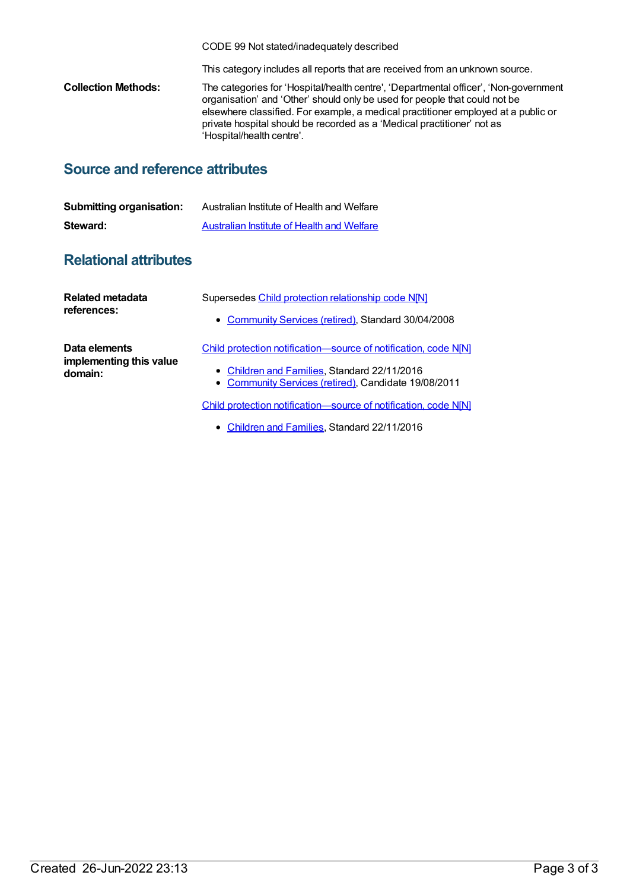CODE 99 Not stated/inadequately described

This category includes all reports that are received from an unknown source.

**Collection Methods:** The categories for 'Hospital/health centre', 'Departmental officer', 'Non-government organisation' and 'Other' should only be used for people that could not be elsewhere classified. For example, a medical practitioner employed at a public or private hospital should be recorded as a 'Medical practitioner' not as 'Hospital/health centre'.

## Source and reference attributes

**Submitting organisation:** Australian Institute of Health and Welfare

**Steward:** Australian Institute of Health and Welfare

## Relational attributes

**Related metadata references:** Supersedes Child protection relationship code N[N]

- Community Services (retired), Standard 30/04/2008

**Data elements implementing this value domain:** Child protection notification—source of notification, code N[N]

- Children and Families, Standard 22/11/2016
- Community Services (retired), Candidate 19/08/2011

Child protection notification—source of notification, code N[N]

- Children and Families, Standard 22/11/2016